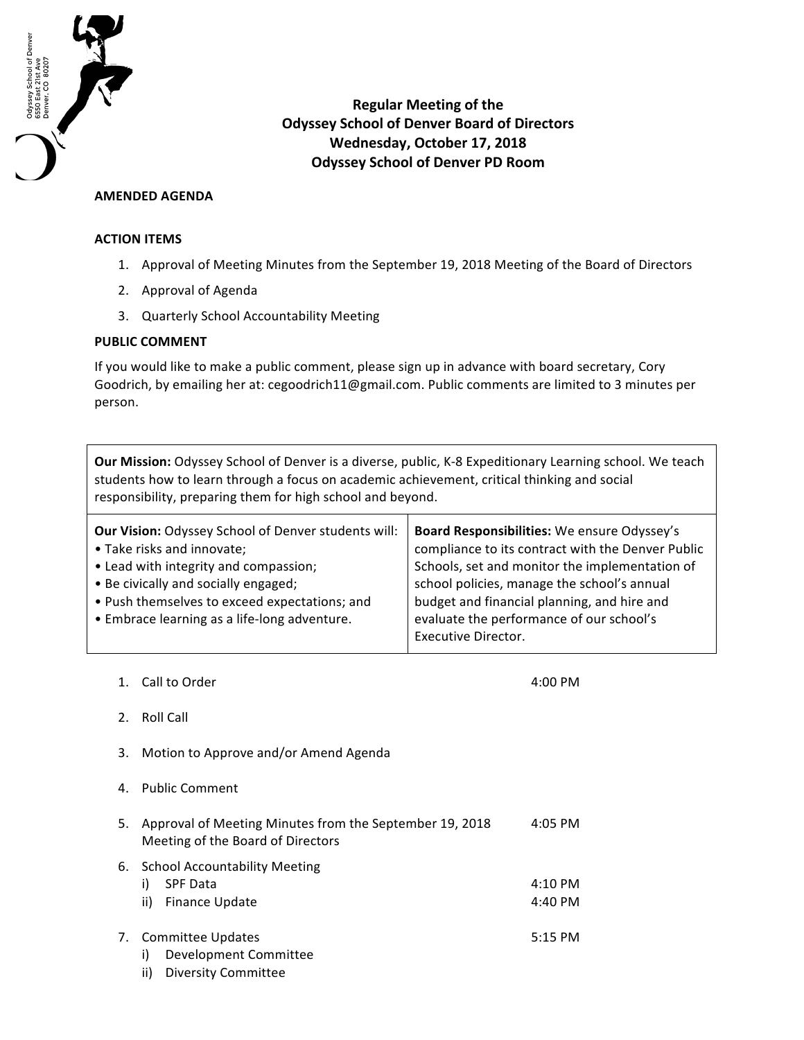Odyssey School of Denver
6550 East 21st Ave
Denver, CO 80207

# Regular Meeting of the Odyssey School of Denver Board of Directors
## Wednesday, October 17, 2018
## Odyssey School of Denver PD Room

**AMENDED AGENDA**

**ACTION ITEMS**

1. Approval of Meeting Minutes from the September 19, 2018 Meeting of the Board of Directors
2. Approval of Agenda
3. Quarterly School Accountability Meeting

**PUBLIC COMMENT**

If you would like to make a public comment, please sign up in advance with board secretary, Cory Goodrich, by emailing her at: cegoodrich11@gmail.com. Public comments are limited to 3 minutes per person.

**Our Mission:** Odyssey School of Denver is a diverse, public, K-8 Expeditionary Learning school. We teach students how to learn through a focus on academic achievement, critical thinking and social responsibility, preparing them for high school and beyond.

**Our Vision:** Odyssey School of Denver students will:
- Take risks and innovate;
- Lead with integrity and compassion;
- Be civically and socially engaged;
- Push themselves to exceed expectations; and
- Embrace learning as a life-long adventure.

**Board Responsibilities:** We ensure Odyssey's compliance to its contract with the Denver Public Schools, set and monitor the implementation of school policies, manage the school's annual budget and financial planning, and hire and evaluate the performance of our school's Executive Director.

1. Call to Order — 4:00 PM
2. Roll Call
3. Motion to Approve and/or Amend Agenda
4. Public Comment
5. Approval of Meeting Minutes from the September 19, 2018 Meeting of the Board of Directors — 4:05 PM
6. School Accountability Meeting
   i) SPF Data — 4:10 PM
   ii) Finance Update — 4:40 PM
7. Committee Updates — 5:15 PM
   i) Development Committee
   ii) Diversity Committee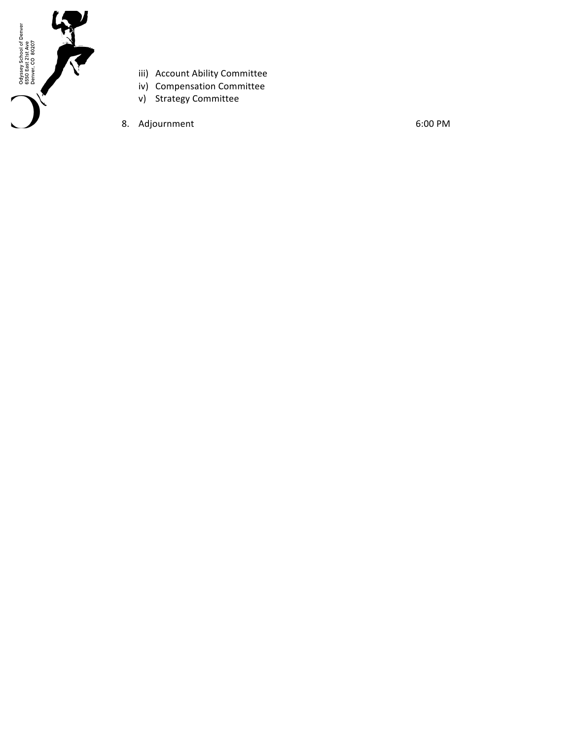iii) Account Ability Committee
iv) Compensation Committee
v) Strategy Committee

8. Adjournment 6:00 PM